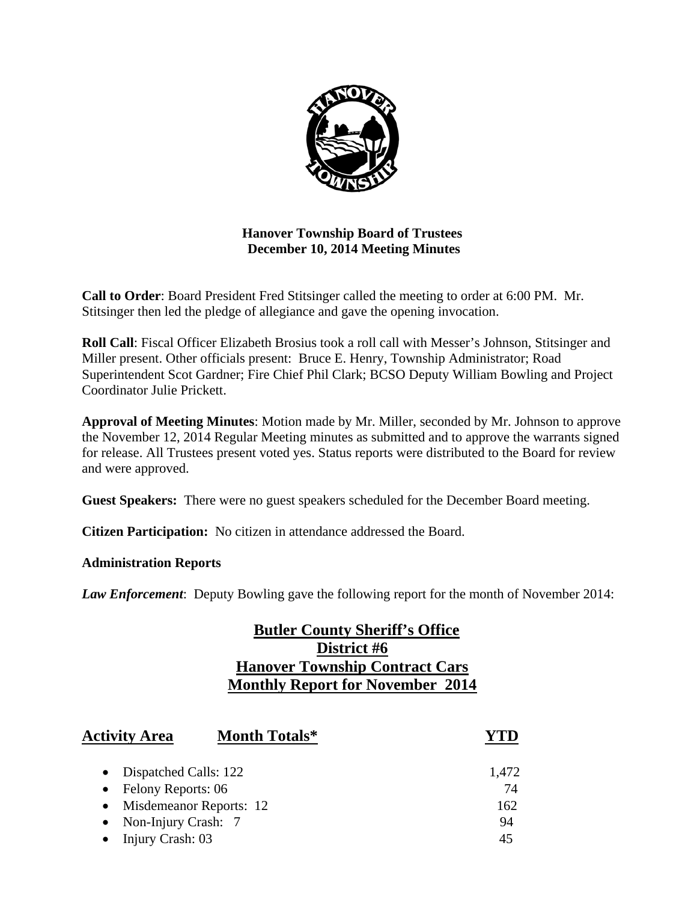**Hanover Township Board of Trustees**
**December 10, 2014 Meeting Minutes**

**Call to Order**: Board President Fred Stitsinger called the meeting to order at 6:00 PM. Mr. Stitsinger then led the pledge of allegiance and gave the opening invocation.

**Roll Call**: Fiscal Officer Elizabeth Brosius took a roll call with Messer's Johnson, Stitsinger and Miller present. Other officials present: Bruce E. Henry, Township Administrator; Road Superintendent Scot Gardner; Fire Chief Phil Clark; BCSO Deputy William Bowling and Project Coordinator Julie Prickett.

**Approval of Meeting Minutes**: Motion made by Mr. Miller, seconded by Mr. Johnson to approve the November 12, 2014 Regular Meeting minutes as submitted and to approve the warrants signed for release. All Trustees present voted yes. Status reports were distributed to the Board for review and were approved.

**Guest Speakers:** There were no guest speakers scheduled for the December Board meeting.

**Citizen Participation:** No citizen in attendance addressed the Board.

**Administration Reports**

***Law Enforcement***: Deputy Bowling gave the following report for the month of November 2014:

**Butler County Sheriff's Office**
**District #6**
**Hanover Township Contract Cars**
**Monthly Report for November 2014**

| Activity Area | Month Totals* | YTD |
|---|---|---|
| • Dispatched Calls: | 122 | 1,472 |
| • Felony Reports: | 06 | 74 |
| • Misdemeanor Reports: | 12 | 162 |
| • Non-Injury Crash: | 7 | 94 |
| • Injury Crash: | 03 | 45 |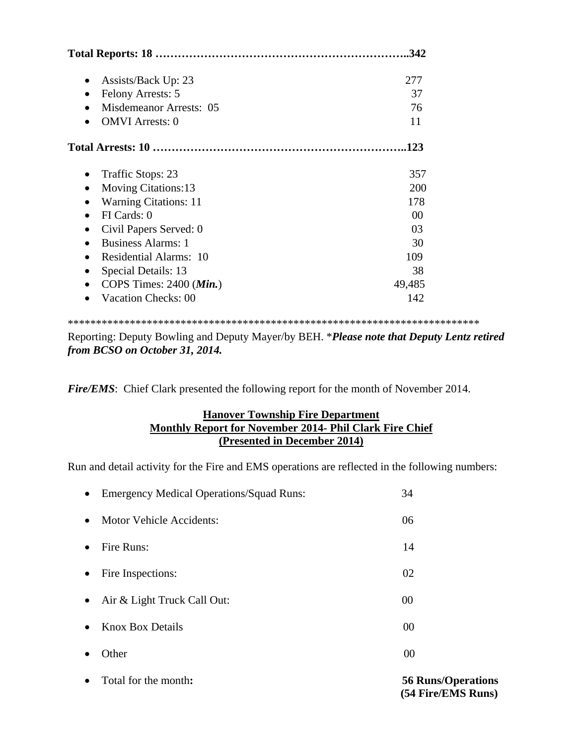**Total Reports: 18 ……………………………………………………………..342**

- Assists/Back Up: 23 277
- Felony Arrests: 5 37
- Misdemeanor Arrests: 05 76
- OMVI Arrests: 0 11

**Total Arrests: 10 ……………………………………………………………..123**

- Traffic Stops: 23 357
- Moving Citations:13 200
- Warning Citations: 11 178
- FI Cards: 0 00
- Civil Papers Served: 0 03
- Business Alarms: 1 30
- Residential Alarms: 10 109
- Special Details: 13 38
- COPS Times: 2400 (***Min.***) 49,485
- Vacation Checks: 00 142

***************************************************************************

Reporting: Deputy Bowling and Deputy Mayer/by BEH. **Please note that Deputy Lentz retired from BCSO on October 31, 2014.***

***Fire/EMS***: Chief Clark presented the following report for the month of November 2014.

**Hanover Township Fire Department**
**Monthly Report for November 2014- Phil Clark Fire Chief**
**(Presented in December 2014)**

Run and detail activity for the Fire and EMS operations are reflected in the following numbers:

- Emergency Medical Operations/Squad Runs: 34
- Motor Vehicle Accidents: 06
- Fire Runs: 14
- Fire Inspections: 02
- Air & Light Truck Call Out: 00
- Knox Box Details 00
- Other 00
- Total for the month**:** **56 Runs/Operations (54 Fire/EMS Runs)**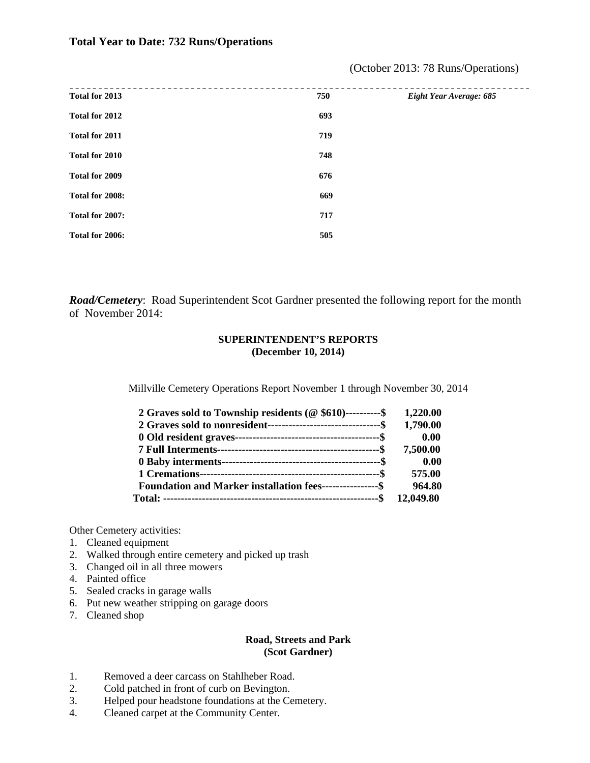**Total Year to Date: 732 Runs/Operations**

(October 2013: 78 Runs/Operations)

| | | |
|---|---|---|
| **Total for 2013** | **750** | ***Eight Year Average: 685*** |
| **Total for 2012** | **693** | |
| **Total for 2011** | **719** | |
| **Total for 2010** | **748** | |
| **Total for 2009** | **676** | |
| **Total for 2008:** | **669** | |
| **Total for 2007:** | **717** | |
| **Total for 2006:** | **505** | |

***Road/Cemetery***: Road Superintendent Scot Gardner presented the following report for the month of November 2014:

**SUPERINTENDENT'S REPORTS**
**(December 10, 2014)**

Millville Cemetery Operations Report November 1 through November 30, 2014

| | |
|---|---|
| **2 Graves sold to Township residents (@ $610)----------$** | **1,220.00** |
| **2 Graves sold to nonresident--------------------------------$** | **1,790.00** |
| **0 Old resident graves----------------------------------------$** | **0.00** |
| **7 Full Interments---------------------------------------------$** | **7,500.00** |
| **0 Baby interments--------------------------------------------$** | **0.00** |
| **1 Cremations--------------------------------------------------$** | **575.00** |
| **Foundation and Marker installation fees----------------$** | **964.80** |
| **Total: -----------------------------------------------------------$** | **12,049.80** |

Other Cemetery activities:

1. Cleaned equipment
2. Walked through entire cemetery and picked up trash
3. Changed oil in all three mowers
4. Painted office
5. Sealed cracks in garage walls
6. Put new weather stripping on garage doors
7. Cleaned shop

**Road, Streets and Park**
**(Scot Gardner)**

1. Removed a deer carcass on Stahlheber Road.
2. Cold patched in front of curb on Bevington.
3. Helped pour headstone foundations at the Cemetery.
4. Cleaned carpet at the Community Center.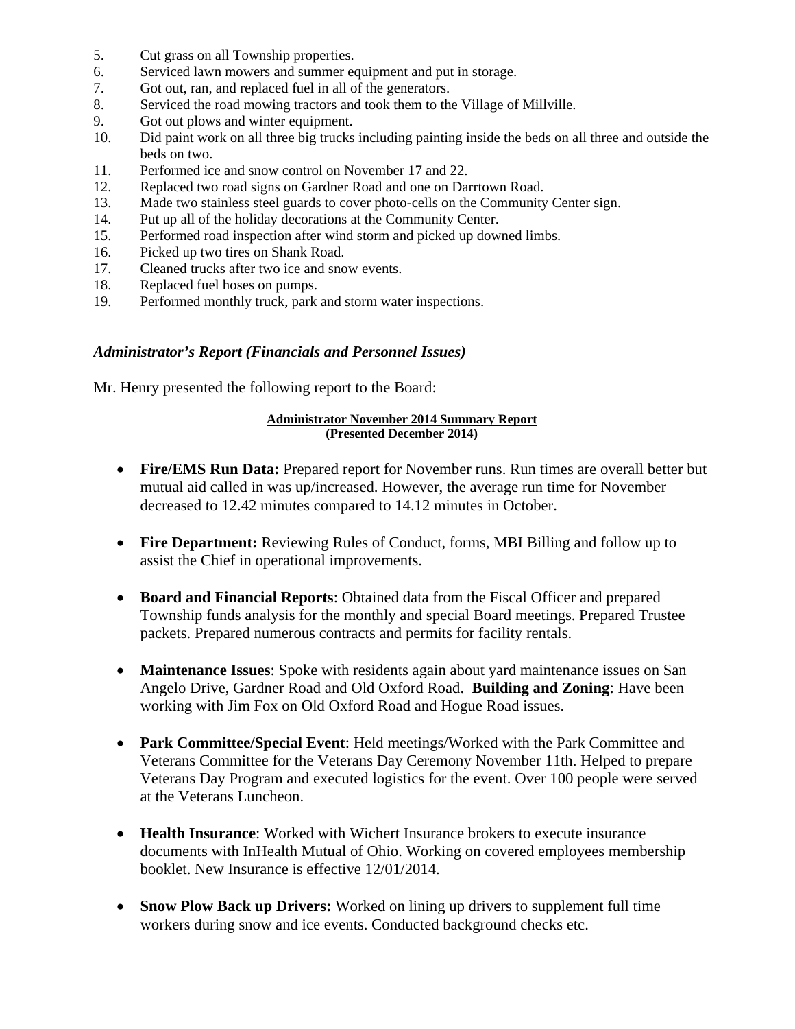5. Cut grass on all Township properties.
6. Serviced lawn mowers and summer equipment and put in storage.
7. Got out, ran, and replaced fuel in all of the generators.
8. Serviced the road mowing tractors and took them to the Village of Millville.
9. Got out plows and winter equipment.
10. Did paint work on all three big trucks including painting inside the beds on all three and outside the beds on two.
11. Performed ice and snow control on November 17 and 22.
12. Replaced two road signs on Gardner Road and one on Darrtown Road.
13. Made two stainless steel guards to cover photo-cells on the Community Center sign.
14. Put up all of the holiday decorations at the Community Center.
15. Performed road inspection after wind storm and picked up downed limbs.
16. Picked up two tires on Shank Road.
17. Cleaned trucks after two ice and snow events.
18. Replaced fuel hoses on pumps.
19. Performed monthly truck, park and storm water inspections.

### *Administrator's Report (Financials and Personnel Issues)*

Mr. Henry presented the following report to the Board:

**Administrator November 2014 Summary Report**
**(Presented December 2014)**

- **Fire/EMS Run Data:** Prepared report for November runs. Run times are overall better but mutual aid called in was up/increased. However, the average run time for November decreased to 12.42 minutes compared to 14.12 minutes in October.

- **Fire Department:** Reviewing Rules of Conduct, forms, MBI Billing and follow up to assist the Chief in operational improvements.

- **Board and Financial Reports**: Obtained data from the Fiscal Officer and prepared Township funds analysis for the monthly and special Board meetings. Prepared Trustee packets. Prepared numerous contracts and permits for facility rentals.

- **Maintenance Issues**: Spoke with residents again about yard maintenance issues on San Angelo Drive, Gardner Road and Old Oxford Road. **Building and Zoning**: Have been working with Jim Fox on Old Oxford Road and Hogue Road issues.

- **Park Committee/Special Event**: Held meetings/Worked with the Park Committee and Veterans Committee for the Veterans Day Ceremony November 11th. Helped to prepare Veterans Day Program and executed logistics for the event. Over 100 people were served at the Veterans Luncheon.

- **Health Insurance**: Worked with Wichert Insurance brokers to execute insurance documents with InHealth Mutual of Ohio. Working on covered employees membership booklet. New Insurance is effective 12/01/2014.

- **Snow Plow Back up Drivers:** Worked on lining up drivers to supplement full time workers during snow and ice events. Conducted background checks etc.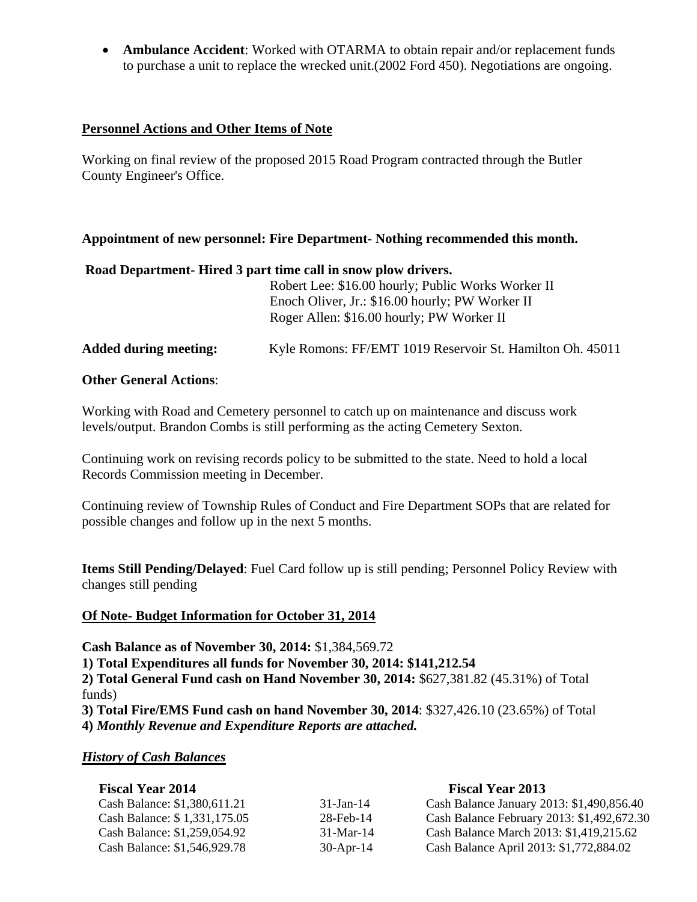- **Ambulance Accident**: Worked with OTARMA to obtain repair and/or replacement funds to purchase a unit to replace the wrecked unit.(2002 Ford 450). Negotiations are ongoing.

## Personnel Actions and Other Items of Note

Working on final review of the proposed 2015 Road Program contracted through the Butler County Engineer's Office.

**Appointment of new personnel: Fire Department- Nothing recommended this month.**

**Road Department- Hired 3 part time call in snow plow drivers.**

Robert Lee: $16.00 hourly; Public Works Worker II
Enoch Oliver, Jr.: $16.00 hourly; PW Worker II
Roger Allen: $16.00 hourly; PW Worker II

**Added during meeting:** Kyle Romons: FF/EMT 1019 Reservoir St. Hamilton Oh. 45011

**Other General Actions**:

Working with Road and Cemetery personnel to catch up on maintenance and discuss work levels/output. Brandon Combs is still performing as the acting Cemetery Sexton.

Continuing work on revising records policy to be submitted to the state. Need to hold a local Records Commission meeting in December.

Continuing review of Township Rules of Conduct and Fire Department SOPs that are related for possible changes and follow up in the next 5 months.

**Items Still Pending/Delayed**: Fuel Card follow up is still pending; Personnel Policy Review with changes still pending

## Of Note- Budget Information for October 31, 2014

**Cash Balance as of November 30, 2014:** $1,384,569.72
**1) Total Expenditures all funds for November 30, 2014: $141,212.54**
**2) Total General Fund cash on Hand November 30, 2014:** $627,381.82 (45.31%) of Total funds)
**3) Total Fire/EMS Fund cash on hand November 30, 2014**: $327,426.10 (23.65%) of Total
**4)** ***Monthly Revenue and Expenditure Reports are attached.***

### *History of Cash Balances*

| Fiscal Year 2014 | | Fiscal Year 2013 |
|---|---|---|
| Cash Balance: $1,380,611.21 | 31-Jan-14 | Cash Balance January 2013: $1,490,856.40 |
| Cash Balance: $ 1,331,175.05 | 28-Feb-14 | Cash Balance February 2013: $1,492,672.30 |
| Cash Balance: $1,259,054.92 | 31-Mar-14 | Cash Balance March 2013: $1,419,215.62 |
| Cash Balance: $1,546,929.78 | 30-Apr-14 | Cash Balance April 2013: $1,772,884.02 |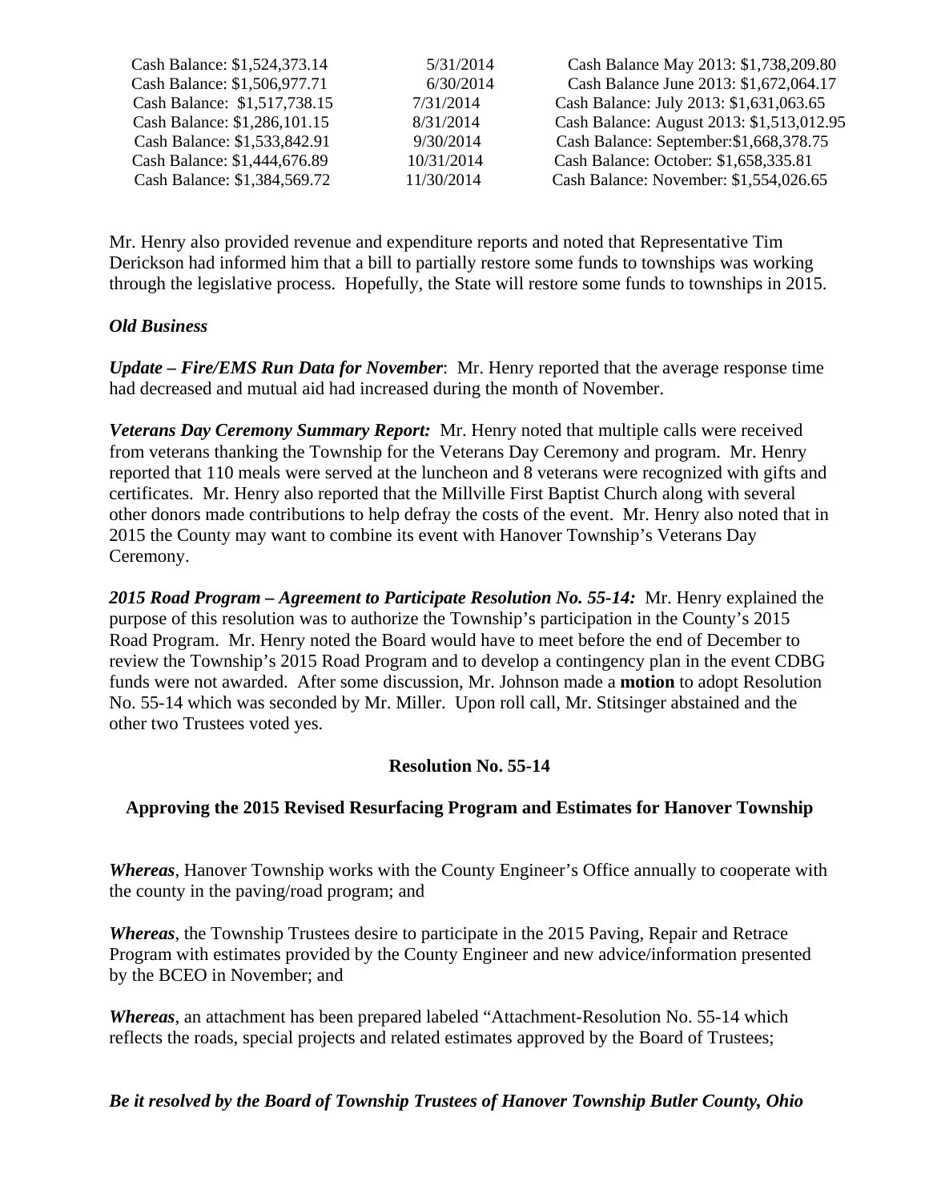| | | |
|---|---|---|
| Cash Balance: $1,524,373.14 | 5/31/2014 | Cash Balance May 2013: $1,738,209.80 |
| Cash Balance: $1,506,977.71 | 6/30/2014 | Cash Balance June 2013: $1,672,064.17 |
| Cash Balance: $1,517,738.15 | 7/31/2014 | Cash Balance: July 2013: $1,631,063.65 |
| Cash Balance: $1,286,101.15 | 8/31/2014 | Cash Balance: August 2013: $1,513,012.95 |
| Cash Balance: $1,533,842.91 | 9/30/2014 | Cash Balance: September:$1,668,378.75 |
| Cash Balance: $1,444,676.89 | 10/31/2014 | Cash Balance: October: $1,658,335.81 |
| Cash Balance: $1,384,569.72 | 11/30/2014 | Cash Balance: November: $1,554,026.65 |

Mr. Henry also provided revenue and expenditure reports and noted that Representative Tim Derickson had informed him that a bill to partially restore some funds to townships was working through the legislative process. Hopefully, the State will restore some funds to townships in 2015.

***Old Business***

***Update – Fire/EMS Run Data for November***: Mr. Henry reported that the average response time had decreased and mutual aid had increased during the month of November.

***Veterans Day Ceremony Summary Report:*** Mr. Henry noted that multiple calls were received from veterans thanking the Township for the Veterans Day Ceremony and program. Mr. Henry reported that 110 meals were served at the luncheon and 8 veterans were recognized with gifts and certificates. Mr. Henry also reported that the Millville First Baptist Church along with several other donors made contributions to help defray the costs of the event. Mr. Henry also noted that in 2015 the County may want to combine its event with Hanover Township's Veterans Day Ceremony.

***2015 Road Program – Agreement to Participate Resolution No. 55-14:*** Mr. Henry explained the purpose of this resolution was to authorize the Township's participation in the County's 2015 Road Program. Mr. Henry noted the Board would have to meet before the end of December to review the Township's 2015 Road Program and to develop a contingency plan in the event CDBG funds were not awarded. After some discussion, Mr. Johnson made a **motion** to adopt Resolution No. 55-14 which was seconded by Mr. Miller. Upon roll call, Mr. Stitsinger abstained and the other two Trustees voted yes.

**Resolution No. 55-14**

**Approving the 2015 Revised Resurfacing Program and Estimates for Hanover Township**

***Whereas***, Hanover Township works with the County Engineer's Office annually to cooperate with the county in the paving/road program; and

***Whereas***, the Township Trustees desire to participate in the 2015 Paving, Repair and Retrace Program with estimates provided by the County Engineer and new advice/information presented by the BCEO in November; and

***Whereas***, an attachment has been prepared labeled "Attachment-Resolution No. 55-14 which reflects the roads, special projects and related estimates approved by the Board of Trustees;

***Be it resolved by the Board of Township Trustees of Hanover Township Butler County, Ohio***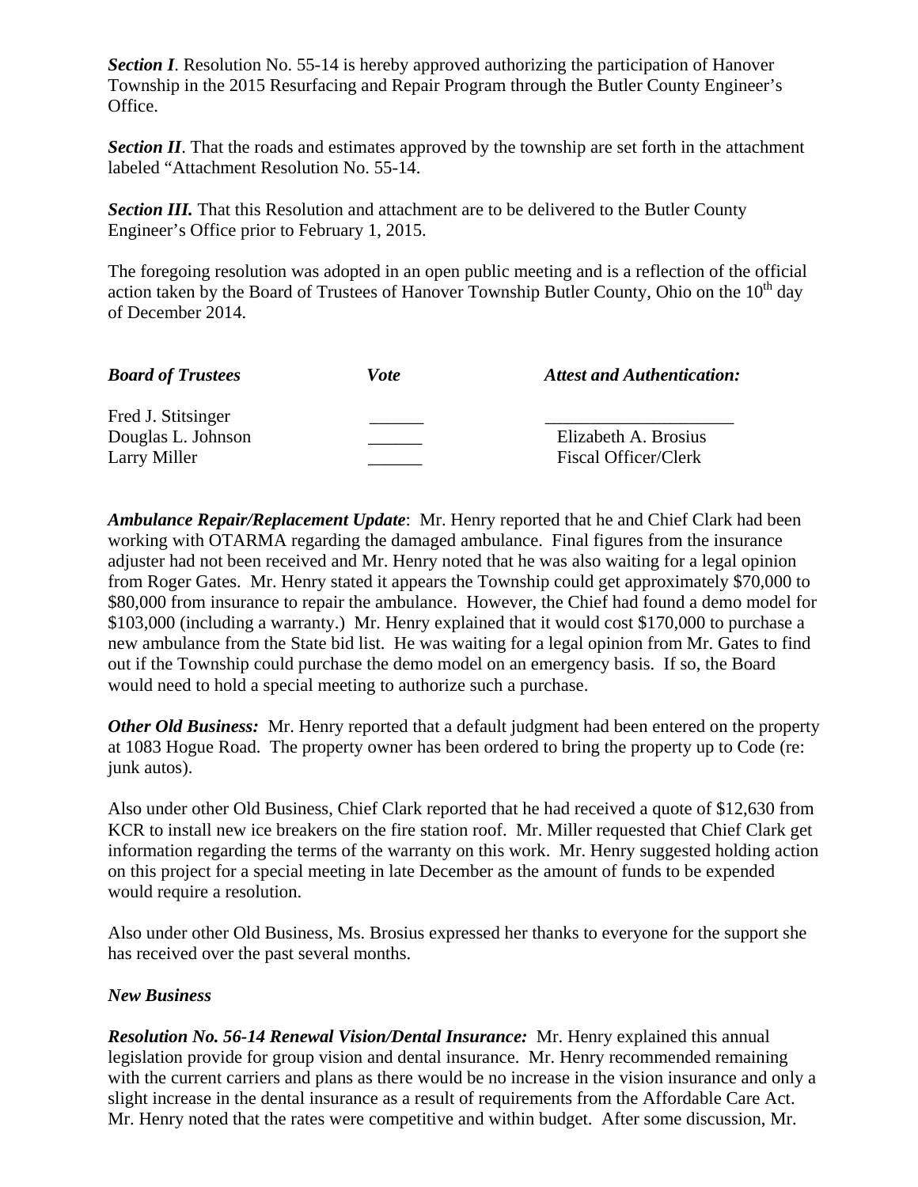***Section I***. Resolution No. 55-14 is hereby approved authorizing the participation of Hanover Township in the 2015 Resurfacing and Repair Program through the Butler County Engineer's Office.

***Section II***. That the roads and estimates approved by the township are set forth in the attachment labeled "Attachment Resolution No. 55-14.

***Section III.*** That this Resolution and attachment are to be delivered to the Butler County Engineer's Office prior to February 1, 2015.

The foregoing resolution was adopted in an open public meeting and is a reflection of the official action taken by the Board of Trustees of Hanover Township Butler County, Ohio on the 10th day of December 2014.

| ***Board of Trustees*** | ***Vote*** | ***Attest and Authentication:*** |
|---|---|---|
| Fred J. Stitsinger | ______ | _____________________ |
| Douglas L. Johnson | ______ | Elizabeth A. Brosius |
| Larry Miller | ______ | Fiscal Officer/Clerk |

***Ambulance Repair/Replacement Update***: Mr. Henry reported that he and Chief Clark had been working with OTARMA regarding the damaged ambulance. Final figures from the insurance adjuster had not been received and Mr. Henry noted that he was also waiting for a legal opinion from Roger Gates. Mr. Henry stated it appears the Township could get approximately $70,000 to $80,000 from insurance to repair the ambulance. However, the Chief had found a demo model for $103,000 (including a warranty.) Mr. Henry explained that it would cost $170,000 to purchase a new ambulance from the State bid list. He was waiting for a legal opinion from Mr. Gates to find out if the Township could purchase the demo model on an emergency basis. If so, the Board would need to hold a special meeting to authorize such a purchase.

***Other Old Business:*** Mr. Henry reported that a default judgment had been entered on the property at 1083 Hogue Road. The property owner has been ordered to bring the property up to Code (re: junk autos).

Also under other Old Business, Chief Clark reported that he had received a quote of $12,630 from KCR to install new ice breakers on the fire station roof. Mr. Miller requested that Chief Clark get information regarding the terms of the warranty on this work. Mr. Henry suggested holding action on this project for a special meeting in late December as the amount of funds to be expended would require a resolution.

Also under other Old Business, Ms. Brosius expressed her thanks to everyone for the support she has received over the past several months.

***New Business***

***Resolution No. 56-14 Renewal Vision/Dental Insurance:*** Mr. Henry explained this annual legislation provide for group vision and dental insurance. Mr. Henry recommended remaining with the current carriers and plans as there would be no increase in the vision insurance and only a slight increase in the dental insurance as a result of requirements from the Affordable Care Act. Mr. Henry noted that the rates were competitive and within budget. After some discussion, Mr.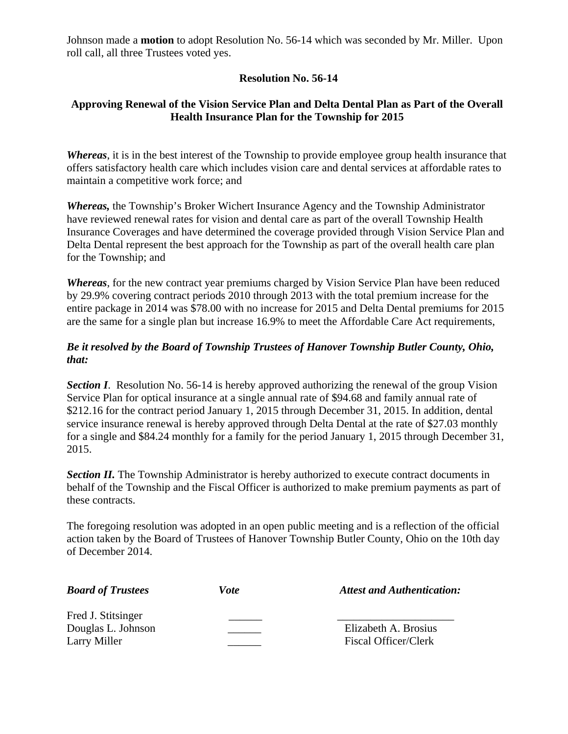Johnson made a **motion** to adopt Resolution No. 56-14 which was seconded by Mr. Miller. Upon roll call, all three Trustees voted yes.

**Resolution No. 56-14**

**Approving Renewal of the Vision Service Plan and Delta Dental Plan as Part of the Overall Health Insurance Plan for the Township for 2015**

***Whereas***, it is in the best interest of the Township to provide employee group health insurance that offers satisfactory health care which includes vision care and dental services at affordable rates to maintain a competitive work force; and

***Whereas,*** the Township's Broker Wichert Insurance Agency and the Township Administrator have reviewed renewal rates for vision and dental care as part of the overall Township Health Insurance Coverages and have determined the coverage provided through Vision Service Plan and Delta Dental represent the best approach for the Township as part of the overall health care plan for the Township; and

***Whereas***, for the new contract year premiums charged by Vision Service Plan have been reduced by 29.9% covering contract periods 2010 through 2013 with the total premium increase for the entire package in 2014 was $78.00 with no increase for 2015 and Delta Dental premiums for 2015 are the same for a single plan but increase 16.9% to meet the Affordable Care Act requirements,

***Be it resolved by the Board of Township Trustees of Hanover Township Butler County, Ohio, that:***

***Section I***. Resolution No. 56-14 is hereby approved authorizing the renewal of the group Vision Service Plan for optical insurance at a single annual rate of $94.68 and family annual rate of $212.16 for the contract period January 1, 2015 through December 31, 2015. In addition, dental service insurance renewal is hereby approved through Delta Dental at the rate of $27.03 monthly for a single and $84.24 monthly for a family for the period January 1, 2015 through December 31, 2015.

***Section II.*** The Township Administrator is hereby authorized to execute contract documents in behalf of the Township and the Fiscal Officer is authorized to make premium payments as part of these contracts.

The foregoing resolution was adopted in an open public meeting and is a reflection of the official action taken by the Board of Trustees of Hanover Township Butler County, Ohio on the 10th day of December 2014.

| ***Board of Trustees*** | ***Vote*** | ***Attest and Authentication:*** |
|---|---|---|
| Fred J. Stitsinger | ______ | _____________________ |
| Douglas L. Johnson | ______ | Elizabeth A. Brosius |
| Larry Miller | ______ | Fiscal Officer/Clerk |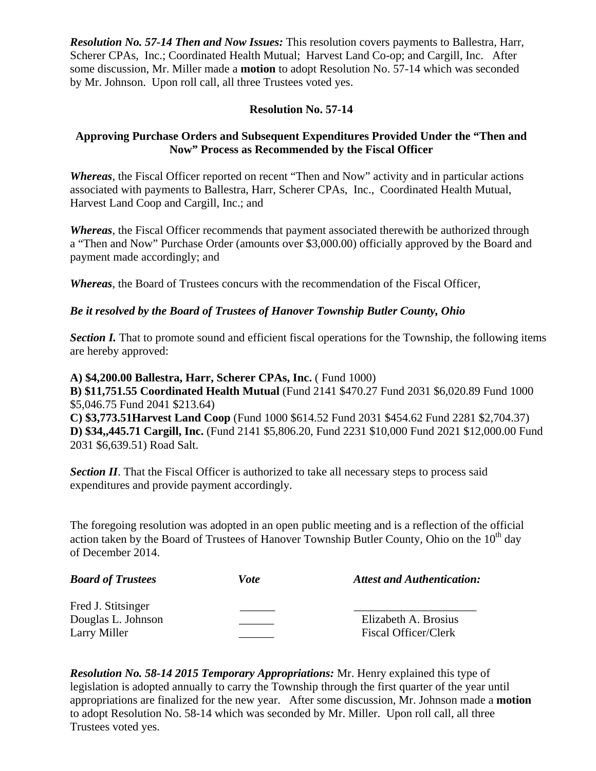***Resolution No. 57-14 Then and Now Issues:*** This resolution covers payments to Ballestra, Harr, Scherer CPAs, Inc.; Coordinated Health Mutual; Harvest Land Co-op; and Cargill, Inc. After some discussion, Mr. Miller made a **motion** to adopt Resolution No. 57-14 which was seconded by Mr. Johnson. Upon roll call, all three Trustees voted yes.

**Resolution No. 57-14**

**Approving Purchase Orders and Subsequent Expenditures Provided Under the "Then and Now" Process as Recommended by the Fiscal Officer**

***Whereas***, the Fiscal Officer reported on recent "Then and Now" activity and in particular actions associated with payments to Ballestra, Harr, Scherer CPAs, Inc., Coordinated Health Mutual, Harvest Land Coop and Cargill, Inc.; and

***Whereas***, the Fiscal Officer recommends that payment associated therewith be authorized through a "Then and Now" Purchase Order (amounts over $3,000.00) officially approved by the Board and payment made accordingly; and

***Whereas***, the Board of Trustees concurs with the recommendation of the Fiscal Officer,

***Be it resolved by the Board of Trustees of Hanover Township Butler County, Ohio***

***Section I.*** That to promote sound and efficient fiscal operations for the Township, the following items are hereby approved:

**A) $4,200.00 Ballestra, Harr, Scherer CPAs, Inc.** ( Fund 1000)
**B) $11,751.55 Coordinated Health Mutual** (Fund 2141 $470.27 Fund 2031 $6,020.89 Fund 1000 $5,046.75 Fund 2041 $213.64)
**C) $3,773.51Harvest Land Coop** (Fund 1000 $614.52 Fund 2031 $454.62 Fund 2281 $2,704.37)
**D) $34,,445.71 Cargill, Inc.** (Fund 2141 $5,806.20, Fund 2231 $10,000 Fund 2021 $12,000.00 Fund 2031 $6,639.51) Road Salt.

***Section II***. That the Fiscal Officer is authorized to take all necessary steps to process said expenditures and provide payment accordingly.

The foregoing resolution was adopted in an open public meeting and is a reflection of the official action taken by the Board of Trustees of Hanover Township Butler County, Ohio on the 10th day of December 2014.

| ***Board of Trustees*** | ***Vote*** | ***Attest and Authentication:*** |
|---|---|---|
| Fred J. Stitsinger | ______ | ____________________ |
| Douglas L. Johnson | ______ | Elizabeth A. Brosius |
| Larry Miller | ______ | Fiscal Officer/Clerk |

***Resolution No. 58-14 2015 Temporary Appropriations:*** Mr. Henry explained this type of legislation is adopted annually to carry the Township through the first quarter of the year until appropriations are finalized for the new year. After some discussion, Mr. Johnson made a **motion** to adopt Resolution No. 58-14 which was seconded by Mr. Miller. Upon roll call, all three Trustees voted yes.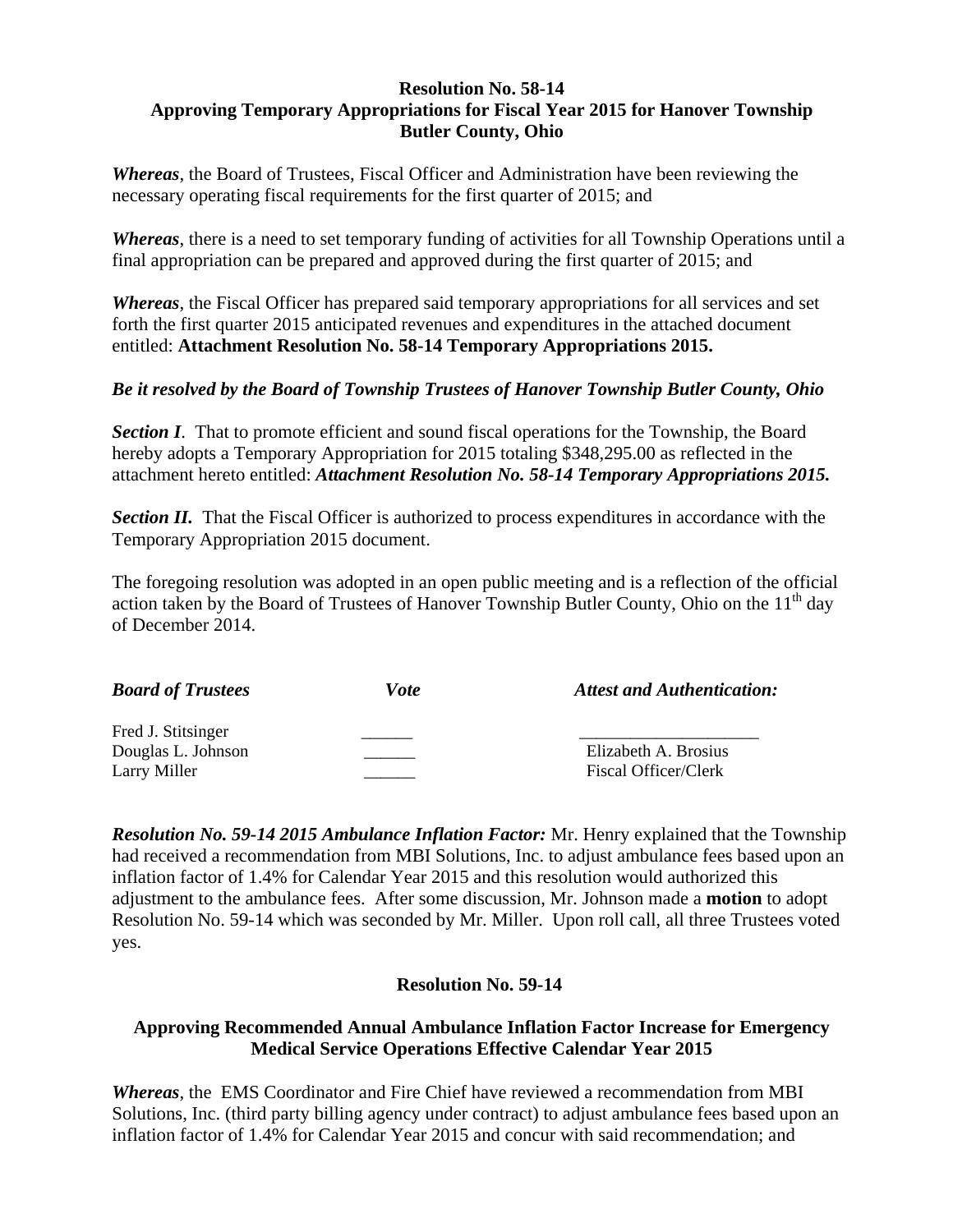**Resolution No. 58-14**
**Approving Temporary Appropriations for Fiscal Year 2015 for Hanover Township**
**Butler County, Ohio**

***Whereas***, the Board of Trustees, Fiscal Officer and Administration have been reviewing the necessary operating fiscal requirements for the first quarter of 2015; and

***Whereas***, there is a need to set temporary funding of activities for all Township Operations until a final appropriation can be prepared and approved during the first quarter of 2015; and

***Whereas***, the Fiscal Officer has prepared said temporary appropriations for all services and set forth the first quarter 2015 anticipated revenues and expenditures in the attached document entitled: **Attachment Resolution No. 58-14 Temporary Appropriations 2015.**

***Be it resolved by the Board of Township Trustees of Hanover Township Butler County, Ohio***

***Section I***. That to promote efficient and sound fiscal operations for the Township, the Board hereby adopts a Temporary Appropriation for 2015 totaling $348,295.00 as reflected in the attachment hereto entitled: ***Attachment Resolution No. 58-14 Temporary Appropriations 2015.***

***Section II.*** That the Fiscal Officer is authorized to process expenditures in accordance with the Temporary Appropriation 2015 document.

The foregoing resolution was adopted in an open public meeting and is a reflection of the official action taken by the Board of Trustees of Hanover Township Butler County, Ohio on the 11th day of December 2014.

| ***Board of Trustees*** | ***Vote*** | ***Attest and Authentication:*** |
|---|---|---|
| Fred J. Stitsinger | ______ | ____________________ |
| Douglas L. Johnson | ______ | Elizabeth A. Brosius |
| Larry Miller | ______ | Fiscal Officer/Clerk |

***Resolution No. 59-14 2015 Ambulance Inflation Factor:*** Mr. Henry explained that the Township had received a recommendation from MBI Solutions, Inc. to adjust ambulance fees based upon an inflation factor of 1.4% for Calendar Year 2015 and this resolution would authorized this adjustment to the ambulance fees. After some discussion, Mr. Johnson made a **motion** to adopt Resolution No. 59-14 which was seconded by Mr. Miller. Upon roll call, all three Trustees voted yes.

**Resolution No. 59-14**

**Approving Recommended Annual Ambulance Inflation Factor Increase for Emergency Medical Service Operations Effective Calendar Year 2015**

***Whereas***, the EMS Coordinator and Fire Chief have reviewed a recommendation from MBI Solutions, Inc. (third party billing agency under contract) to adjust ambulance fees based upon an inflation factor of 1.4% for Calendar Year 2015 and concur with said recommendation; and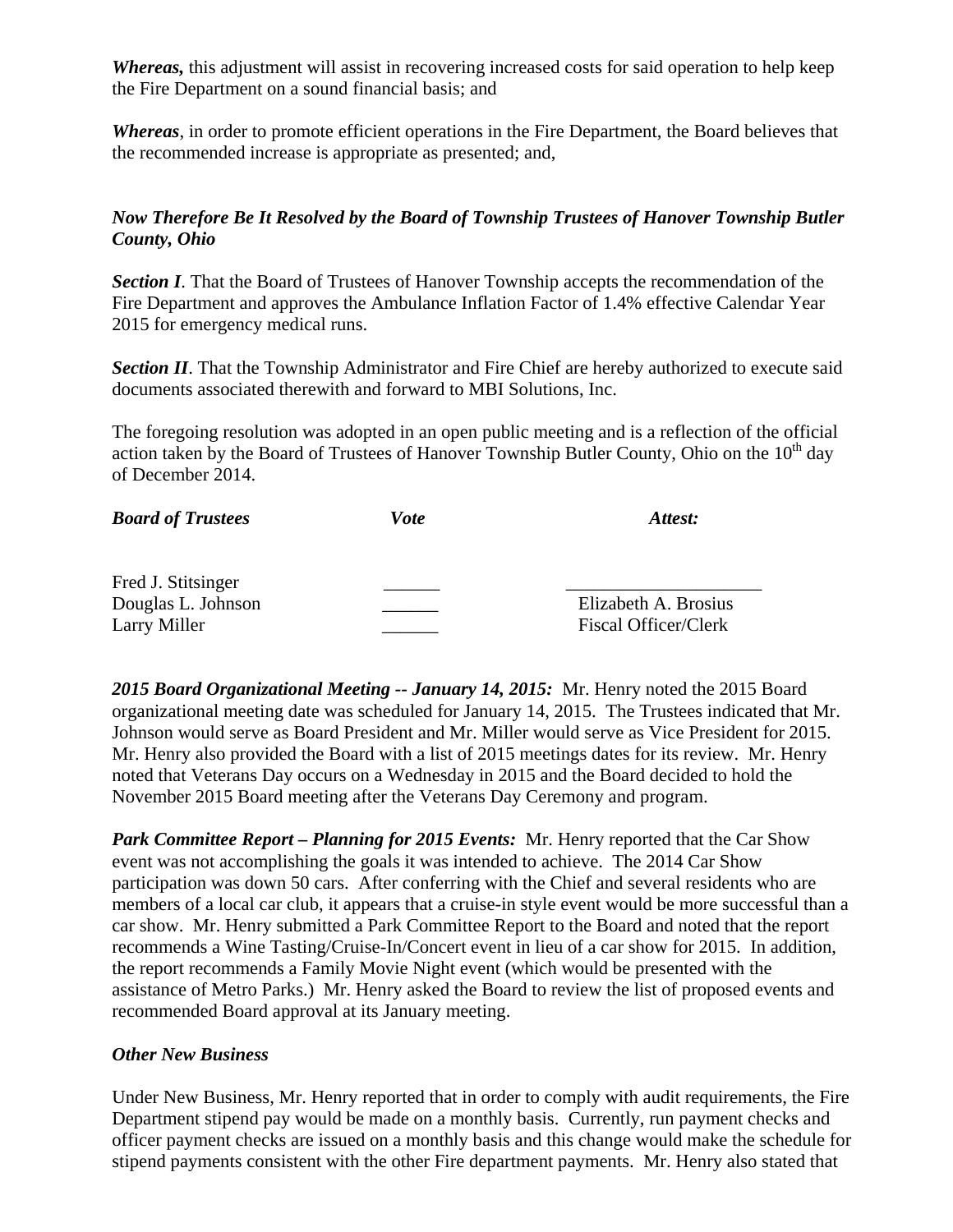***Whereas,*** this adjustment will assist in recovering increased costs for said operation to help keep the Fire Department on a sound financial basis; and

***Whereas***, in order to promote efficient operations in the Fire Department, the Board believes that the recommended increase is appropriate as presented; and,

***Now Therefore Be It Resolved by the Board of Township Trustees of Hanover Township Butler County, Ohio***

***Section I***. That the Board of Trustees of Hanover Township accepts the recommendation of the Fire Department and approves the Ambulance Inflation Factor of 1.4% effective Calendar Year 2015 for emergency medical runs.

***Section II***. That the Township Administrator and Fire Chief are hereby authorized to execute said documents associated therewith and forward to MBI Solutions, Inc.

The foregoing resolution was adopted in an open public meeting and is a reflection of the official action taken by the Board of Trustees of Hanover Township Butler County, Ohio on the 10th day of December 2014.

| ***Board of Trustees*** | ***Vote*** | ***Attest:*** |
|---|---|---|
| Fred J. Stitsinger | ______ | ____________________ |
| Douglas L. Johnson | ______ | Elizabeth A. Brosius |
| Larry Miller | ______ | Fiscal Officer/Clerk |

***2015 Board Organizational Meeting -- January 14, 2015:*** Mr. Henry noted the 2015 Board organizational meeting date was scheduled for January 14, 2015. The Trustees indicated that Mr. Johnson would serve as Board President and Mr. Miller would serve as Vice President for 2015. Mr. Henry also provided the Board with a list of 2015 meetings dates for its review. Mr. Henry noted that Veterans Day occurs on a Wednesday in 2015 and the Board decided to hold the November 2015 Board meeting after the Veterans Day Ceremony and program.

***Park Committee Report – Planning for 2015 Events:*** Mr. Henry reported that the Car Show event was not accomplishing the goals it was intended to achieve. The 2014 Car Show participation was down 50 cars. After conferring with the Chief and several residents who are members of a local car club, it appears that a cruise-in style event would be more successful than a car show. Mr. Henry submitted a Park Committee Report to the Board and noted that the report recommends a Wine Tasting/Cruise-In/Concert event in lieu of a car show for 2015. In addition, the report recommends a Family Movie Night event (which would be presented with the assistance of Metro Parks.) Mr. Henry asked the Board to review the list of proposed events and recommended Board approval at its January meeting.

***Other New Business***

Under New Business, Mr. Henry reported that in order to comply with audit requirements, the Fire Department stipend pay would be made on a monthly basis. Currently, run payment checks and officer payment checks are issued on a monthly basis and this change would make the schedule for stipend payments consistent with the other Fire department payments. Mr. Henry also stated that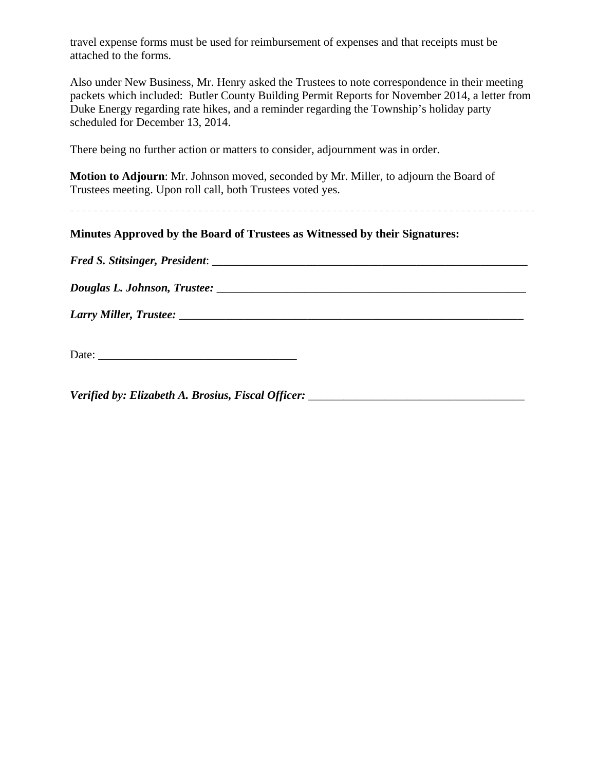travel expense forms must be used for reimbursement of expenses and that receipts must be attached to the forms.

Also under New Business, Mr. Henry asked the Trustees to note correspondence in their meeting packets which included: Butler County Building Permit Reports for November 2014, a letter from Duke Energy regarding rate hikes, and a reminder regarding the Township's holiday party scheduled for December 13, 2014.

There being no further action or matters to consider, adjournment was in order.

**Motion to Adjourn**: Mr. Johnson moved, seconded by Mr. Miller, to adjourn the Board of Trustees meeting. Upon roll call, both Trustees voted yes.

---

**Minutes Approved by the Board of Trustees as Witnessed by their Signatures:**

***Fred S. Stitsinger, President***: ________________________________________________________

***Douglas L. Johnson, Trustee:*** ________________________________________________________

***Larry Miller, Trustee:*** ______________________________________________________________

Date: ___________________________________

***Verified by: Elizabeth A. Brosius, Fiscal Officer:*** _____________________________________